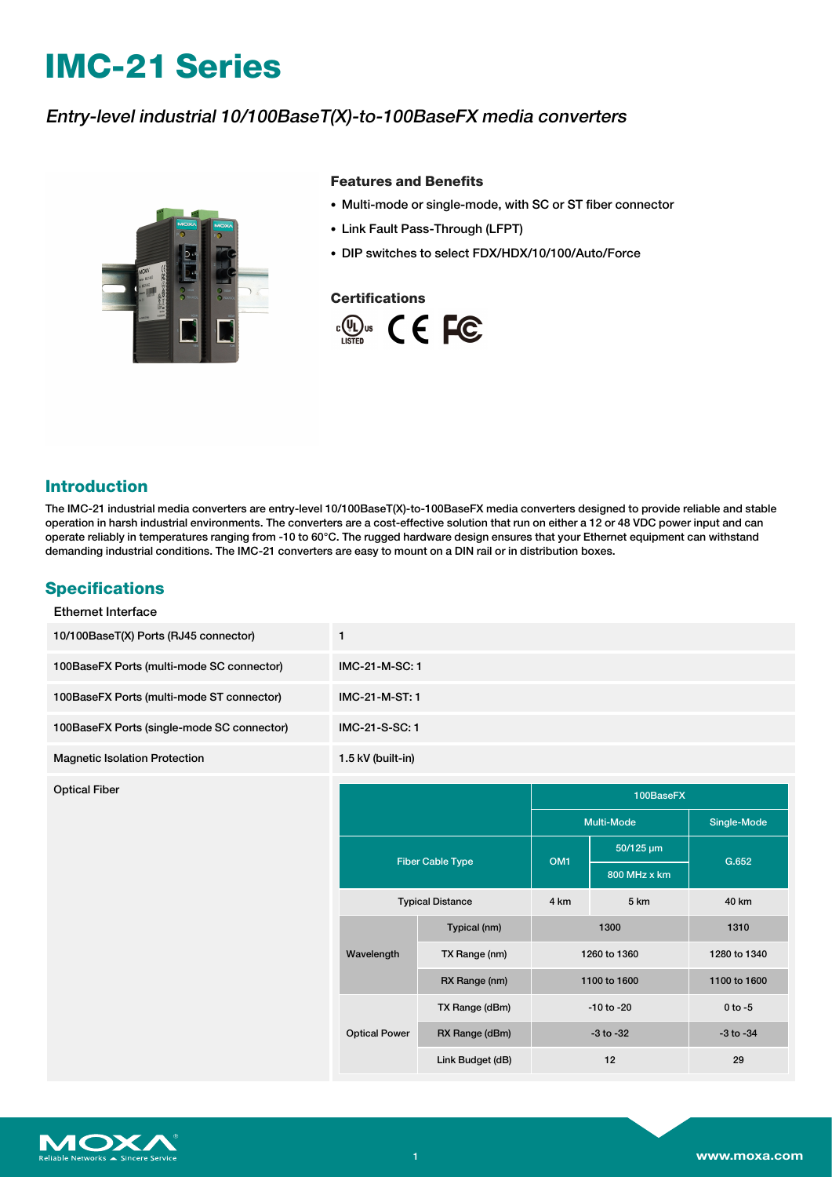# IMC-21 Series

*Entry-level industrial 10/100BaseT(X)-to-100BaseFX media converters*

### Features and Benefits

- Multi-mode or single-mode, with SC or ST fiber connector
- Link Fault Pass-Through (LFPT)
- DIP switches to select FDX/HDX/10/100/Auto/Force

### Certifications

## Introduction

The IMC-21 industrial media converters are entry-level 10/100BaseT(X)-to-100BaseFX media converters designed to provide reliable and stable operation in harsh industrial environments. The converters are a cost-effective solution that run on either a 12 or 48 VDC power input and can operate reliably in temperatures ranging from -10 to 60°C. The rugged hardware design ensures that your Ethernet equipment can withstand demanding industrial conditions. The IMC-21 converters are easy to mount on a DIN rail or in distribution boxes.

## Specifications

### Ethernet Interface

| | |
|---|---|
| 10/100BaseT(X) Ports (RJ45 connector) | 1 |
| 100BaseFX Ports (multi-mode SC connector) | IMC-21-M-SC: 1 |
| 100BaseFX Ports (multi-mode ST connector) | IMC-21-M-ST: 1 |
| 100BaseFX Ports (single-mode SC connector) | IMC-21-S-SC: 1 |
| Magnetic Isolation Protection | 1.5 kV (built-in) |

Optical Fiber

| | | 100BaseFX | | |
|---|---|---|---|---|
| | | Multi-Mode | | Single-Mode |
| Fiber Cable Type | | OM1 | 50/125 µm<br>800 MHz x km | G.652 |
| Typical Distance | | 4 km | 5 km | 40 km |
| Wavelength | Typical (nm) | 1300 | | 1310 |
| | TX Range (nm) | 1260 to 1360 | | 1280 to 1340 |
| | RX Range (nm) | 1100 to 1600 | | 1100 to 1600 |
| Optical Power | TX Range (dBm) | -10 to -20 | | 0 to -5 |
| | RX Range (dBm) | -3 to -32 | | -3 to -34 |
| | Link Budget (dB) | 12 | | 29 |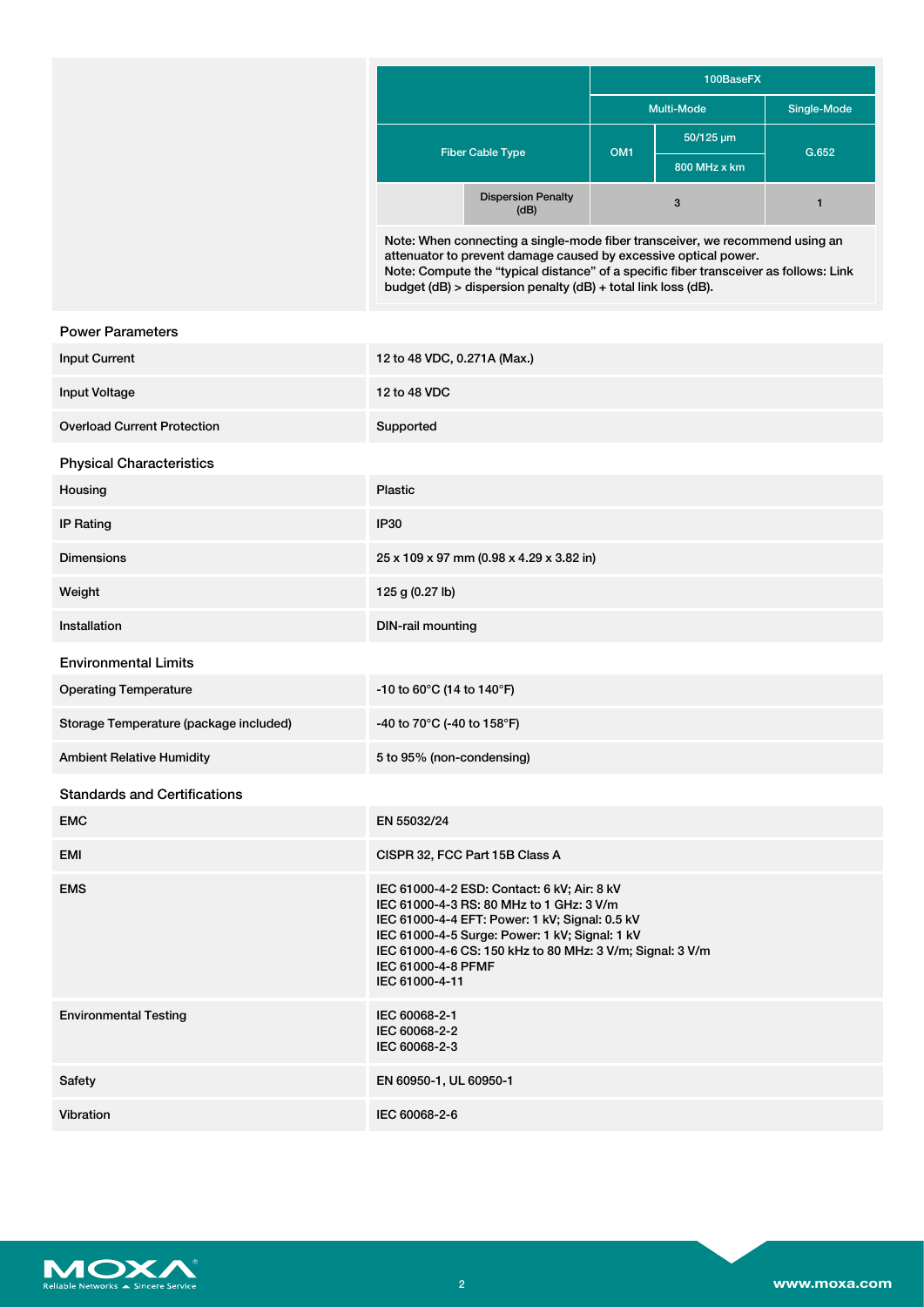| | | 100BaseFX | | |
|---|---|---|---|---|
| | | Multi-Mode | | Single-Mode |
| Fiber Cable Type | | OM1 | 50/125 µm 800 MHz x km | G.652 |
| | Dispersion Penalty (dB) | 3 | | 1 |

Note: When connecting a single-mode fiber transceiver, we recommend using an attenuator to prevent damage caused by excessive optical power.
Note: Compute the "typical distance" of a specific fiber transceiver as follows: Link budget (dB) > dispersion penalty (dB) + total link loss (dB).

## Power Parameters

| | |
|---|---|
| Input Current | 12 to 48 VDC, 0.271A (Max.) |
| Input Voltage | 12 to 48 VDC |
| Overload Current Protection | Supported |

## Physical Characteristics

| | |
|---|---|
| Housing | Plastic |
| IP Rating | IP30 |
| Dimensions | 25 x 109 x 97 mm (0.98 x 4.29 x 3.82 in) |
| Weight | 125 g (0.27 lb) |
| Installation | DIN-rail mounting |

## Environmental Limits

| | |
|---|---|
| Operating Temperature | -10 to 60°C (14 to 140°F) |
| Storage Temperature (package included) | -40 to 70°C (-40 to 158°F) |
| Ambient Relative Humidity | 5 to 95% (non-condensing) |

## Standards and Certifications

| | |
|---|---|
| EMC | EN 55032/24 |
| EMI | CISPR 32, FCC Part 15B Class A |
| EMS | IEC 61000-4-2 ESD: Contact: 6 kV; Air: 8 kV<br>IEC 61000-4-3 RS: 80 MHz to 1 GHz: 3 V/m<br>IEC 61000-4-4 EFT: Power: 1 kV; Signal: 0.5 kV<br>IEC 61000-4-5 Surge: Power: 1 kV; Signal: 1 kV<br>IEC 61000-4-6 CS: 150 kHz to 80 MHz: 3 V/m; Signal: 3 V/m<br>IEC 61000-4-8 PFMF<br>IEC 61000-4-11 |
| Environmental Testing | IEC 60068-2-1<br>IEC 60068-2-2<br>IEC 60068-2-3 |
| Safety | EN 60950-1, UL 60950-1 |
| Vibration | IEC 60068-2-6 |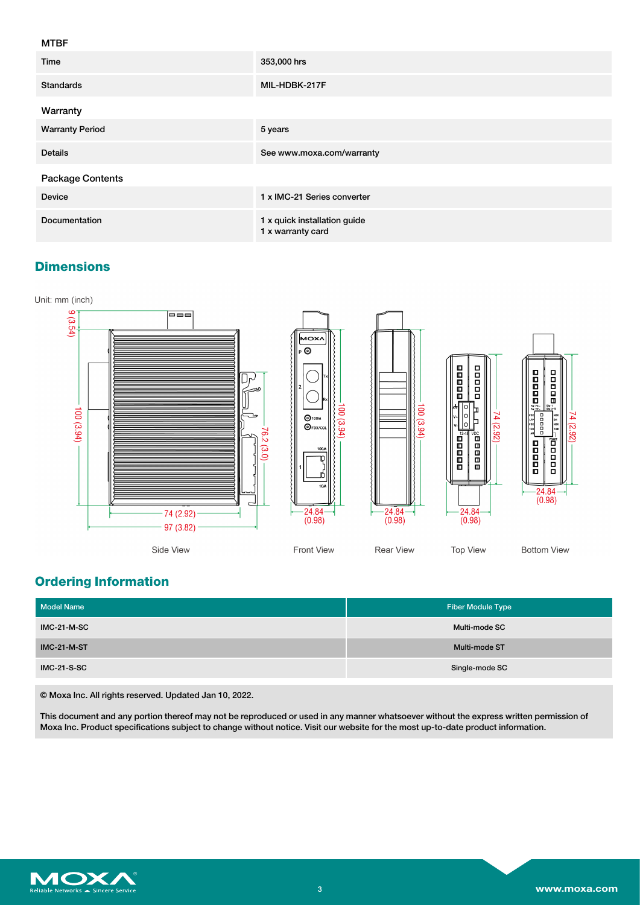### MTBF

| | |
|---|---|
| Time | 353,000 hrs |
| Standards | MIL-HDBK-217F |

### Warranty

| | |
|---|---|
| Warranty Period | 5 years |
| Details | See www.moxa.com/warranty |

### Package Contents

| | |
|---|---|
| Device | 1 x IMC-21 Series converter |
| Documentation | 1 x quick installation guide<br>1 x warranty card |

## Dimensions

Unit: mm (inch)

9 (3.54)
100 (3.94)
76.2 (3.0)
74 (2.92)
97 (3.82)
Side View

100 (3.94)
24.84 (0.98)
Front View

100 (3.94)
24.84 (0.98)
Rear View

74 (2.92)
24.84 (0.98)
Top View

74 (2.92)
24.84 (0.98)
Bottom View

## Ordering Information

| Model Name | Fiber Module Type |
|---|---|
| IMC-21-M-SC | Multi-mode SC |
| IMC-21-M-ST | Multi-mode ST |
| IMC-21-S-SC | Single-mode SC |

© Moxa Inc. All rights reserved. Updated Jan 10, 2022.

This document and any portion thereof may not be reproduced or used in any manner whatsoever without the express written permission of Moxa Inc. Product specifications subject to change without notice. Visit our website for the most up-to-date product information.